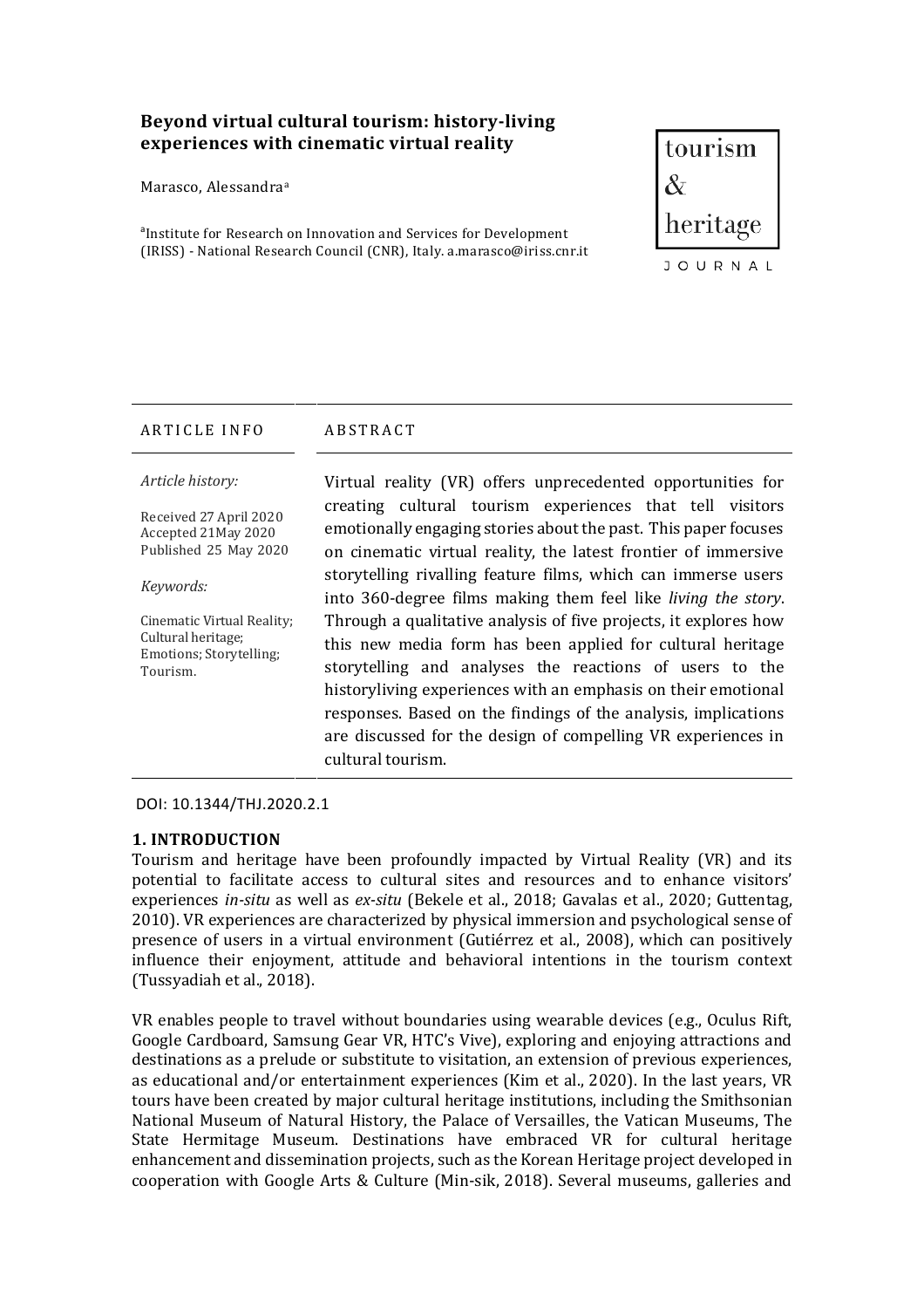# Beyond virtual cultural tourism: history-living experiences with cinematic virtual reality

Marasco, Alessandra[a]

[a]Institute for Research on Innovation and Services for Development (IRISS) - National Research Council (CNR), Italy. a.marasco@iriss.cnr.it

tourism & heritage JOURNAL

| ARTICLE INFO | ABSTRACT |
|---|---|
| *Article history:*<br><br>Received 27 April 2020<br>Accepted 21May 2020<br>Published 25 May 2020<br><br>*Keywords:*<br><br>Cinematic Virtual Reality; Cultural heritage; Emotions; Storytelling; Tourism. | Virtual reality (VR) offers unprecedented opportunities for creating cultural tourism experiences that tell visitors emotionally engaging stories about the past. This paper focuses on cinematic virtual reality, the latest frontier of immersive storytelling rivalling feature films, which can immerse users into 360-degree films making them feel like *living the story*. Through a qualitative analysis of five projects, it explores how this new media form has been applied for cultural heritage storytelling and analyses the reactions of users to the historyliving experiences with an emphasis on their emotional responses. Based on the findings of the analysis, implications are discussed for the design of compelling VR experiences in cultural tourism. |

DOI: 10.1344/THJ.2020.2.1

## 1. INTRODUCTION

Tourism and heritage have been profoundly impacted by Virtual Reality (VR) and its potential to facilitate access to cultural sites and resources and to enhance visitors' experiences *in-situ* as well as *ex-situ* (Bekele et al., 2018; Gavalas et al., 2020; Guttentag, 2010). VR experiences are characterized by physical immersion and psychological sense of presence of users in a virtual environment (Gutiérrez et al., 2008), which can positively influence their enjoyment, attitude and behavioral intentions in the tourism context (Tussyadiah et al., 2018).

VR enables people to travel without boundaries using wearable devices (e.g., Oculus Rift, Google Cardboard, Samsung Gear VR, HTC's Vive), exploring and enjoying attractions and destinations as a prelude or substitute to visitation, an extension of previous experiences, as educational and/or entertainment experiences (Kim et al., 2020). In the last years, VR tours have been created by major cultural heritage institutions, including the Smithsonian National Museum of Natural History, the Palace of Versailles, the Vatican Museums, The State Hermitage Museum. Destinations have embraced VR for cultural heritage enhancement and dissemination projects, such as the Korean Heritage project developed in cooperation with Google Arts & Culture (Min-sik, 2018). Several museums, galleries and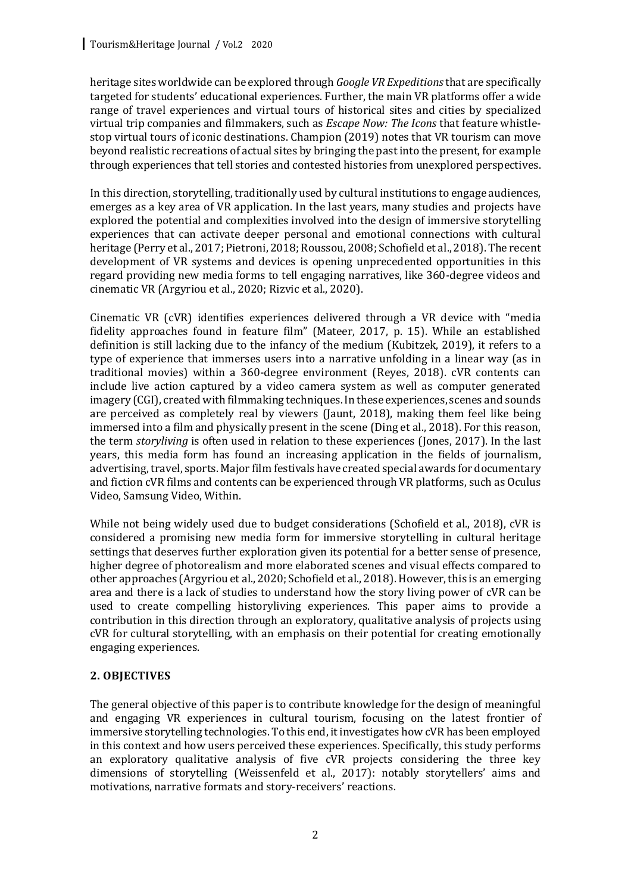heritage sites worldwide can be explored through *Google VR Expeditions* that are specifically targeted for students' educational experiences. Further, the main VR platforms offer a wide range of travel experiences and virtual tours of historical sites and cities by specialized virtual trip companies and filmmakers, such as *Escape Now: The Icons* that feature whistle-stop virtual tours of iconic destinations. Champion (2019) notes that VR tourism can move beyond realistic recreations of actual sites by bringing the past into the present, for example through experiences that tell stories and contested histories from unexplored perspectives.

In this direction, storytelling, traditionally used by cultural institutions to engage audiences, emerges as a key area of VR application. In the last years, many studies and projects have explored the potential and complexities involved into the design of immersive storytelling experiences that can activate deeper personal and emotional connections with cultural heritage (Perry et al., 2017; Pietroni, 2018; Roussou, 2008; Schofield et al., 2018). The recent development of VR systems and devices is opening unprecedented opportunities in this regard providing new media forms to tell engaging narratives, like 360-degree videos and cinematic VR (Argyriou et al., 2020; Rizvic et al., 2020).

Cinematic VR (cVR) identifies experiences delivered through a VR device with "media fidelity approaches found in feature film" (Mateer, 2017, p. 15). While an established definition is still lacking due to the infancy of the medium (Kubitzek, 2019), it refers to a type of experience that immerses users into a narrative unfolding in a linear way (as in traditional movies) within a 360-degree environment (Reyes, 2018). cVR contents can include live action captured by a video camera system as well as computer generated imagery (CGI), created with filmmaking techniques. In these experiences, scenes and sounds are perceived as completely real by viewers (Jaunt, 2018), making them feel like being immersed into a film and physically present in the scene (Ding et al., 2018). For this reason, the term *storyliving* is often used in relation to these experiences (Jones, 2017). In the last years, this media form has found an increasing application in the fields of journalism, advertising, travel, sports. Major film festivals have created special awards for documentary and fiction cVR films and contents can be experienced through VR platforms, such as Oculus Video, Samsung Video, Within.

While not being widely used due to budget considerations (Schofield et al., 2018), cVR is considered a promising new media form for immersive storytelling in cultural heritage settings that deserves further exploration given its potential for a better sense of presence, higher degree of photorealism and more elaborated scenes and visual effects compared to other approaches (Argyriou et al., 2020; Schofield et al., 2018). However, this is an emerging area and there is a lack of studies to understand how the story living power of cVR can be used to create compelling historyliving experiences. This paper aims to provide a contribution in this direction through an exploratory, qualitative analysis of projects using cVR for cultural storytelling, with an emphasis on their potential for creating emotionally engaging experiences.

## 2. OBJECTIVES

The general objective of this paper is to contribute knowledge for the design of meaningful and engaging VR experiences in cultural tourism, focusing on the latest frontier of immersive storytelling technologies. To this end, it investigates how cVR has been employed in this context and how users perceived these experiences. Specifically, this study performs an exploratory qualitative analysis of five cVR projects considering the three key dimensions of storytelling (Weissenfeld et al., 2017): notably storytellers' aims and motivations, narrative formats and story-receivers' reactions.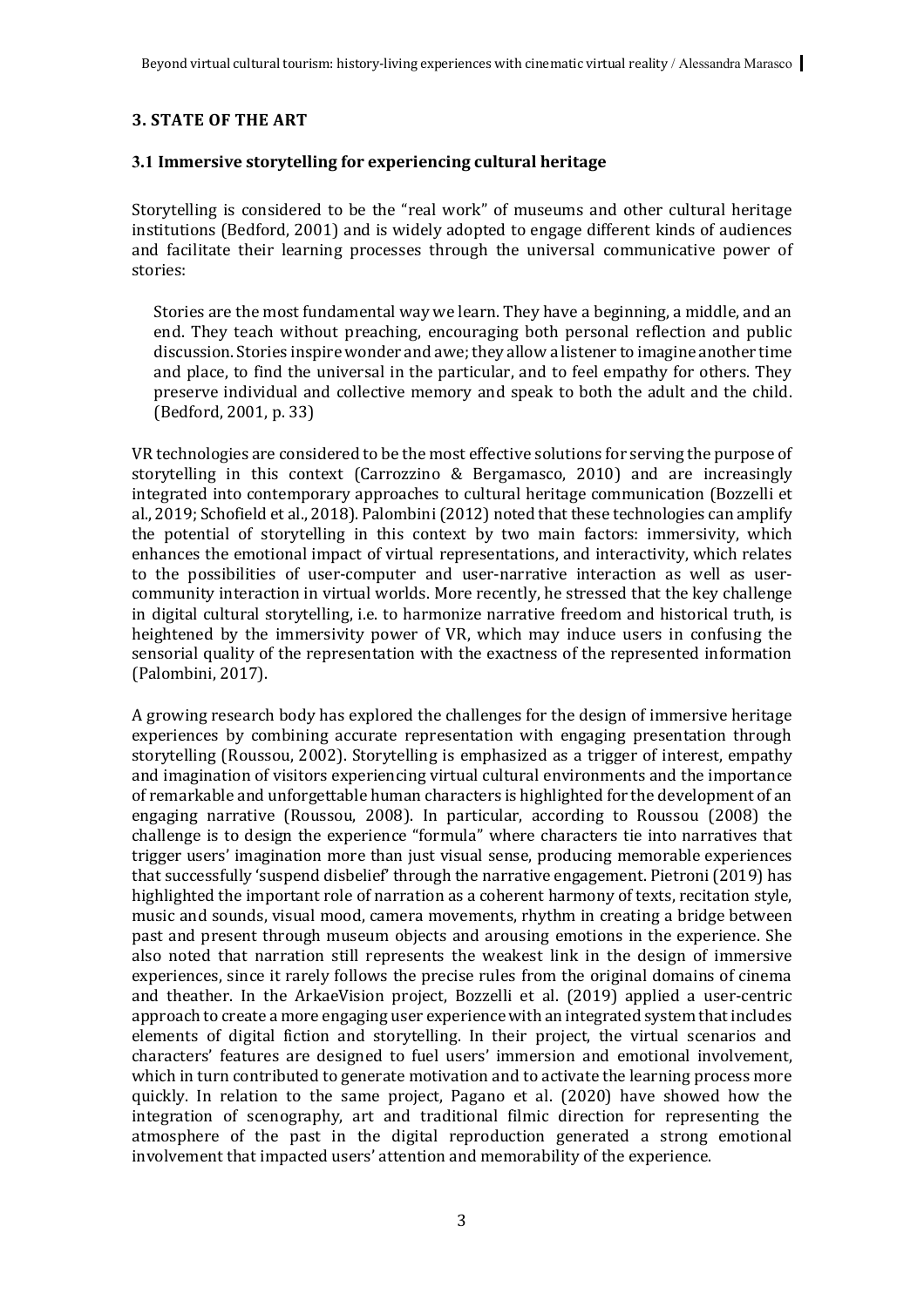## 3. STATE OF THE ART

### 3.1 Immersive storytelling for experiencing cultural heritage

Storytelling is considered to be the "real work" of museums and other cultural heritage institutions (Bedford, 2001) and is widely adopted to engage different kinds of audiences and facilitate their learning processes through the universal communicative power of stories:

> Stories are the most fundamental way we learn. They have a beginning, a middle, and an end. They teach without preaching, encouraging both personal reflection and public discussion. Stories inspire wonder and awe; they allow a listener to imagine another time and place, to find the universal in the particular, and to feel empathy for others. They preserve individual and collective memory and speak to both the adult and the child. (Bedford, 2001, p. 33)

VR technologies are considered to be the most effective solutions for serving the purpose of storytelling in this context (Carrozzino & Bergamasco, 2010) and are increasingly integrated into contemporary approaches to cultural heritage communication (Bozzelli et al., 2019; Schofield et al., 2018). Palombini (2012) noted that these technologies can amplify the potential of storytelling in this context by two main factors: immersivity, which enhances the emotional impact of virtual representations, and interactivity, which relates to the possibilities of user-computer and user-narrative interaction as well as user-community interaction in virtual worlds. More recently, he stressed that the key challenge in digital cultural storytelling, i.e. to harmonize narrative freedom and historical truth, is heightened by the immersivity power of VR, which may induce users in confusing the sensorial quality of the representation with the exactness of the represented information (Palombini, 2017).

A growing research body has explored the challenges for the design of immersive heritage experiences by combining accurate representation with engaging presentation through storytelling (Roussou, 2002). Storytelling is emphasized as a trigger of interest, empathy and imagination of visitors experiencing virtual cultural environments and the importance of remarkable and unforgettable human characters is highlighted for the development of an engaging narrative (Roussou, 2008). In particular, according to Roussou (2008) the challenge is to design the experience "formula" where characters tie into narratives that trigger users' imagination more than just visual sense, producing memorable experiences that successfully 'suspend disbelief' through the narrative engagement. Pietroni (2019) has highlighted the important role of narration as a coherent harmony of texts, recitation style, music and sounds, visual mood, camera movements, rhythm in creating a bridge between past and present through museum objects and arousing emotions in the experience. She also noted that narration still represents the weakest link in the design of immersive experiences, since it rarely follows the precise rules from the original domains of cinema and theather. In the ArkaeVision project, Bozzelli et al. (2019) applied a user-centric approach to create a more engaging user experience with an integrated system that includes elements of digital fiction and storytelling. In their project, the virtual scenarios and characters' features are designed to fuel users' immersion and emotional involvement, which in turn contributed to generate motivation and to activate the learning process more quickly. In relation to the same project, Pagano et al. (2020) have showed how the integration of scenography, art and traditional filmic direction for representing the atmosphere of the past in the digital reproduction generated a strong emotional involvement that impacted users' attention and memorability of the experience.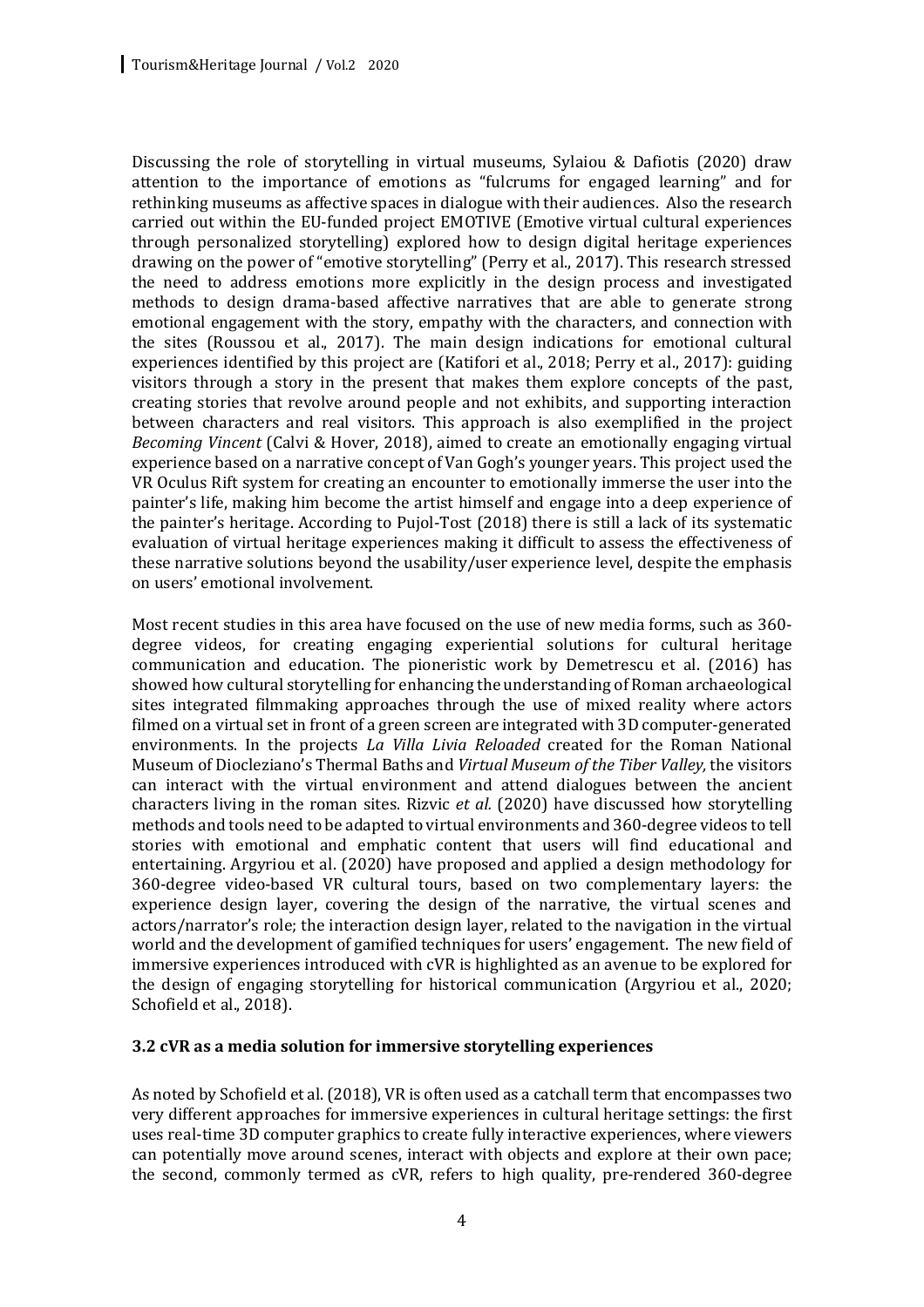Discussing the role of storytelling in virtual museums, Sylaiou & Dafiotis (2020) draw attention to the importance of emotions as "fulcrums for engaged learning" and for rethinking museums as affective spaces in dialogue with their audiences. Also the research carried out within the EU-funded project EMOTIVE (Emotive virtual cultural experiences through personalized storytelling) explored how to design digital heritage experiences drawing on the power of "emotive storytelling" (Perry et al., 2017). This research stressed the need to address emotions more explicitly in the design process and investigated methods to design drama-based affective narratives that are able to generate strong emotional engagement with the story, empathy with the characters, and connection with the sites (Roussou et al., 2017). The main design indications for emotional cultural experiences identified by this project are (Katifori et al., 2018; Perry et al., 2017): guiding visitors through a story in the present that makes them explore concepts of the past, creating stories that revolve around people and not exhibits, and supporting interaction between characters and real visitors. This approach is also exemplified in the project *Becoming Vincent* (Calvi & Hover, 2018), aimed to create an emotionally engaging virtual experience based on a narrative concept of Van Gogh's younger years. This project used the VR Oculus Rift system for creating an encounter to emotionally immerse the user into the painter's life, making him become the artist himself and engage into a deep experience of the painter's heritage. According to Pujol-Tost (2018) there is still a lack of its systematic evaluation of virtual heritage experiences making it difficult to assess the effectiveness of these narrative solutions beyond the usability/user experience level, despite the emphasis on users' emotional involvement.

Most recent studies in this area have focused on the use of new media forms, such as 360-degree videos, for creating engaging experiential solutions for cultural heritage communication and education. The pioneristic work by Demetrescu et al. (2016) has showed how cultural storytelling for enhancing the understanding of Roman archaeological sites integrated filmmaking approaches through the use of mixed reality where actors filmed on a virtual set in front of a green screen are integrated with 3D computer-generated environments. In the projects *La Villa Livia Reloaded* created for the Roman National Museum of Diocleziano's Thermal Baths and *Virtual Museum of the Tiber Valley,* the visitors can interact with the virtual environment and attend dialogues between the ancient characters living in the roman sites. Rizvic *et al.* (2020) have discussed how storytelling methods and tools need to be adapted to virtual environments and 360-degree videos to tell stories with emotional and emphatic content that users will find educational and entertaining. Argyriou et al. (2020) have proposed and applied a design methodology for 360-degree video-based VR cultural tours, based on two complementary layers: the experience design layer, covering the design of the narrative, the virtual scenes and actors/narrator's role; the interaction design layer, related to the navigation in the virtual world and the development of gamified techniques for users' engagement. The new field of immersive experiences introduced with cVR is highlighted as an avenue to be explored for the design of engaging storytelling for historical communication (Argyriou et al., 2020; Schofield et al., 2018).

### 3.2 cVR as a media solution for immersive storytelling experiences

As noted by Schofield et al. (2018), VR is often used as a catchall term that encompasses two very different approaches for immersive experiences in cultural heritage settings: the first uses real-time 3D computer graphics to create fully interactive experiences, where viewers can potentially move around scenes, interact with objects and explore at their own pace; the second, commonly termed as cVR, refers to high quality, pre-rendered 360-degree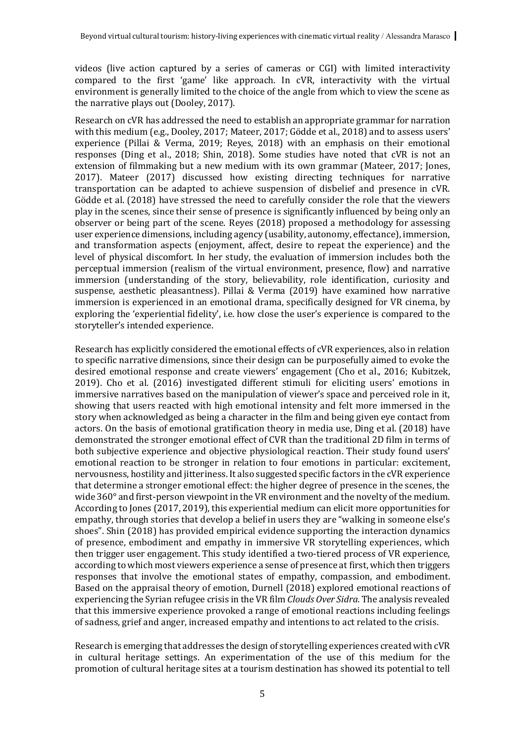videos (live action captured by a series of cameras or CGI) with limited interactivity compared to the first 'game' like approach. In cVR, interactivity with the virtual environment is generally limited to the choice of the angle from which to view the scene as the narrative plays out (Dooley, 2017).

Research on cVR has addressed the need to establish an appropriate grammar for narration with this medium (e.g., Dooley, 2017; Mateer, 2017; Gödde et al., 2018) and to assess users' experience (Pillai & Verma, 2019; Reyes, 2018) with an emphasis on their emotional responses (Ding et al., 2018; Shin, 2018). Some studies have noted that cVR is not an extension of filmmaking but a new medium with its own grammar (Mateer, 2017; Jones, 2017). Mateer (2017) discussed how existing directing techniques for narrative transportation can be adapted to achieve suspension of disbelief and presence in cVR. Gödde et al. (2018) have stressed the need to carefully consider the role that the viewers play in the scenes, since their sense of presence is significantly influenced by being only an observer or being part of the scene. Reyes (2018) proposed a methodology for assessing user experience dimensions, including agency (usability, autonomy, effectance), immersion, and transformation aspects (enjoyment, affect, desire to repeat the experience) and the level of physical discomfort. In her study, the evaluation of immersion includes both the perceptual immersion (realism of the virtual environment, presence, flow) and narrative immersion (understanding of the story, believability, role identification, curiosity and suspense, aesthetic pleasantness). Pillai & Verma (2019) have examined how narrative immersion is experienced in an emotional drama, specifically designed for VR cinema, by exploring the 'experiential fidelity', i.e. how close the user's experience is compared to the storyteller's intended experience.

Research has explicitly considered the emotional effects of cVR experiences, also in relation to specific narrative dimensions, since their design can be purposefully aimed to evoke the desired emotional response and create viewers' engagement (Cho et al., 2016; Kubitzek, 2019). Cho et al. (2016) investigated different stimuli for eliciting users' emotions in immersive narratives based on the manipulation of viewer's space and perceived role in it, showing that users reacted with high emotional intensity and felt more immersed in the story when acknowledged as being a character in the film and being given eye contact from actors. On the basis of emotional gratification theory in media use, Ding et al. (2018) have demonstrated the stronger emotional effect of CVR than the traditional 2D film in terms of both subjective experience and objective physiological reaction. Their study found users' emotional reaction to be stronger in relation to four emotions in particular: excitement, nervousness, hostility and jitteriness. It also suggested specific factors in the cVR experience that determine a stronger emotional effect: the higher degree of presence in the scenes, the wide 360° and first-person viewpoint in the VR environment and the novelty of the medium. According to Jones (2017, 2019), this experiential medium can elicit more opportunities for empathy, through stories that develop a belief in users they are "walking in someone else's shoes". Shin (2018) has provided empirical evidence supporting the interaction dynamics of presence, embodiment and empathy in immersive VR storytelling experiences, which then trigger user engagement. This study identified a two-tiered process of VR experience, according to which most viewers experience a sense of presence at first, which then triggers responses that involve the emotional states of empathy, compassion, and embodiment. Based on the appraisal theory of emotion, Durnell (2018) explored emotional reactions of experiencing the Syrian refugee crisis in the VR film *Clouds Over Sidra*. The analysis revealed that this immersive experience provoked a range of emotional reactions including feelings of sadness, grief and anger, increased empathy and intentions to act related to the crisis.

Research is emerging that addresses the design of storytelling experiences created with cVR in cultural heritage settings. An experimentation of the use of this medium for the promotion of cultural heritage sites at a tourism destination has showed its potential to tell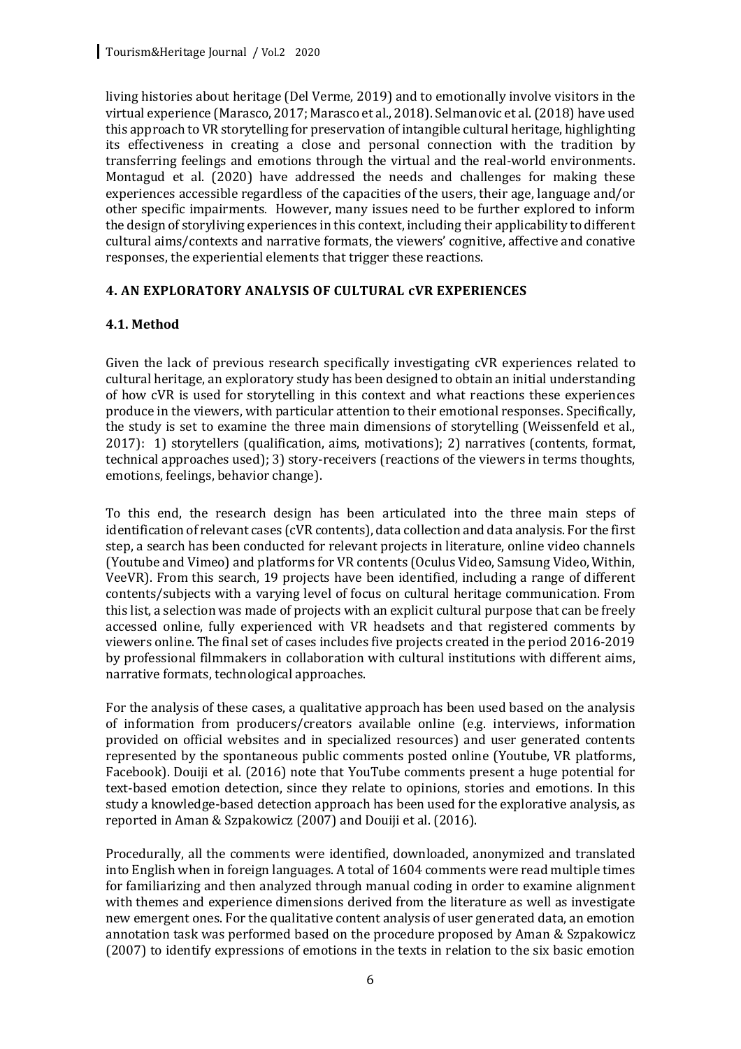living histories about heritage (Del Verme, 2019) and to emotionally involve visitors in the virtual experience (Marasco, 2017; Marasco et al., 2018). Selmanovic et al. (2018) have used this approach to VR storytelling for preservation of intangible cultural heritage, highlighting its effectiveness in creating a close and personal connection with the tradition by transferring feelings and emotions through the virtual and the real-world environments. Montagud et al. (2020) have addressed the needs and challenges for making these experiences accessible regardless of the capacities of the users, their age, language and/or other specific impairments. However, many issues need to be further explored to inform the design of storyliving experiences in this context, including their applicability to different cultural aims/contexts and narrative formats, the viewers' cognitive, affective and conative responses, the experiential elements that trigger these reactions.

## 4. AN EXPLORATORY ANALYSIS OF CULTURAL cVR EXPERIENCES

### 4.1. Method

Given the lack of previous research specifically investigating cVR experiences related to cultural heritage, an exploratory study has been designed to obtain an initial understanding of how cVR is used for storytelling in this context and what reactions these experiences produce in the viewers, with particular attention to their emotional responses. Specifically, the study is set to examine the three main dimensions of storytelling (Weissenfeld et al., 2017): 1) storytellers (qualification, aims, motivations); 2) narratives (contents, format, technical approaches used); 3) story-receivers (reactions of the viewers in terms thoughts, emotions, feelings, behavior change).

To this end, the research design has been articulated into the three main steps of identification of relevant cases (cVR contents), data collection and data analysis. For the first step, a search has been conducted for relevant projects in literature, online video channels (Youtube and Vimeo) and platforms for VR contents (Oculus Video, Samsung Video, Within, VeeVR). From this search, 19 projects have been identified, including a range of different contents/subjects with a varying level of focus on cultural heritage communication. From this list, a selection was made of projects with an explicit cultural purpose that can be freely accessed online, fully experienced with VR headsets and that registered comments by viewers online. The final set of cases includes five projects created in the period 2016-2019 by professional filmmakers in collaboration with cultural institutions with different aims, narrative formats, technological approaches.

For the analysis of these cases, a qualitative approach has been used based on the analysis of information from producers/creators available online (e.g. interviews, information provided on official websites and in specialized resources) and user generated contents represented by the spontaneous public comments posted online (Youtube, VR platforms, Facebook). Douiji et al. (2016) note that YouTube comments present a huge potential for text-based emotion detection, since they relate to opinions, stories and emotions. In this study a knowledge-based detection approach has been used for the explorative analysis, as reported in Aman & Szpakowicz (2007) and Douiji et al. (2016).

Procedurally, all the comments were identified, downloaded, anonymized and translated into English when in foreign languages. A total of 1604 comments were read multiple times for familiarizing and then analyzed through manual coding in order to examine alignment with themes and experience dimensions derived from the literature as well as investigate new emergent ones. For the qualitative content analysis of user generated data, an emotion annotation task was performed based on the procedure proposed by Aman & Szpakowicz (2007) to identify expressions of emotions in the texts in relation to the six basic emotion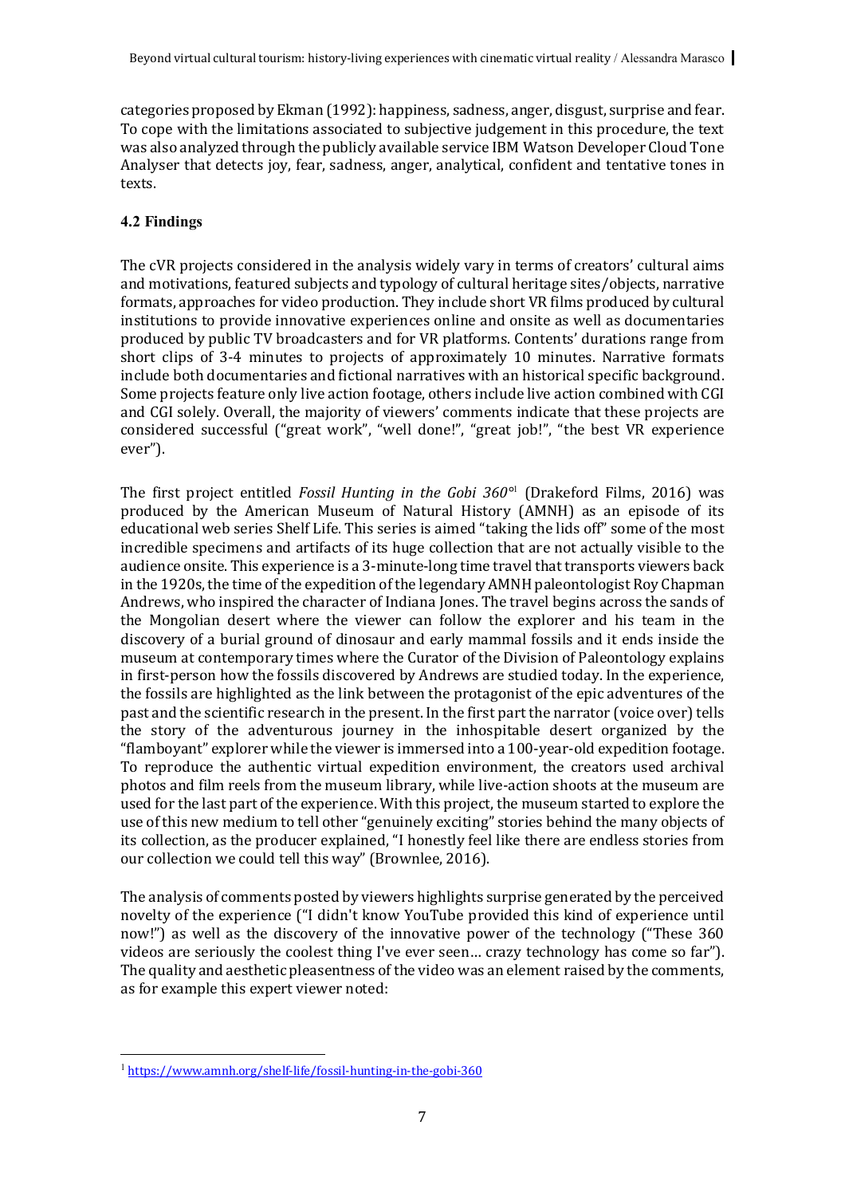categories proposed by Ekman (1992): happiness, sadness, anger, disgust, surprise and fear. To cope with the limitations associated to subjective judgement in this procedure, the text was also analyzed through the publicly available service IBM Watson Developer Cloud Tone Analyser that detects joy, fear, sadness, anger, analytical, confident and tentative tones in texts.

### 4.2 Findings

The cVR projects considered in the analysis widely vary in terms of creators' cultural aims and motivations, featured subjects and typology of cultural heritage sites/objects, narrative formats, approaches for video production. They include short VR films produced by cultural institutions to provide innovative experiences online and onsite as well as documentaries produced by public TV broadcasters and for VR platforms. Contents' durations range from short clips of 3-4 minutes to projects of approximately 10 minutes. Narrative formats include both documentaries and fictional narratives with an historical specific background. Some projects feature only live action footage, others include live action combined with CGI and CGI solely. Overall, the majority of viewers' comments indicate that these projects are considered successful ("great work", "well done!", "great job!", "the best VR experience ever").

The first project entitled *Fossil Hunting in the Gobi 360°*[1] (Drakeford Films, 2016) was produced by the American Museum of Natural History (AMNH) as an episode of its educational web series Shelf Life. This series is aimed "taking the lids off" some of the most incredible specimens and artifacts of its huge collection that are not actually visible to the audience onsite. This experience is a 3-minute-long time travel that transports viewers back in the 1920s, the time of the expedition of the legendary AMNH paleontologist Roy Chapman Andrews, who inspired the character of Indiana Jones. The travel begins across the sands of the Mongolian desert where the viewer can follow the explorer and his team in the discovery of a burial ground of dinosaur and early mammal fossils and it ends inside the museum at contemporary times where the Curator of the Division of Paleontology explains in first-person how the fossils discovered by Andrews are studied today. In the experience, the fossils are highlighted as the link between the protagonist of the epic adventures of the past and the scientific research in the present. In the first part the narrator (voice over) tells the story of the adventurous journey in the inhospitable desert organized by the "flamboyant" explorer while the viewer is immersed into a 100-year-old expedition footage. To reproduce the authentic virtual expedition environment, the creators used archival photos and film reels from the museum library, while live-action shoots at the museum are used for the last part of the experience. With this project, the museum started to explore the use of this new medium to tell other "genuinely exciting" stories behind the many objects of its collection, as the producer explained, "I honestly feel like there are endless stories from our collection we could tell this way" (Brownlee, 2016).

The analysis of comments posted by viewers highlights surprise generated by the perceived novelty of the experience ("I didn't know YouTube provided this kind of experience until now!") as well as the discovery of the innovative power of the technology ("These 360 videos are seriously the coolest thing I've ever seen… crazy technology has come so far"). The quality and aesthetic pleasentness of the video was an element raised by the comments, as for example this expert viewer noted:

---

[1] https://www.amnh.org/shelf-life/fossil-hunting-in-the-gobi-360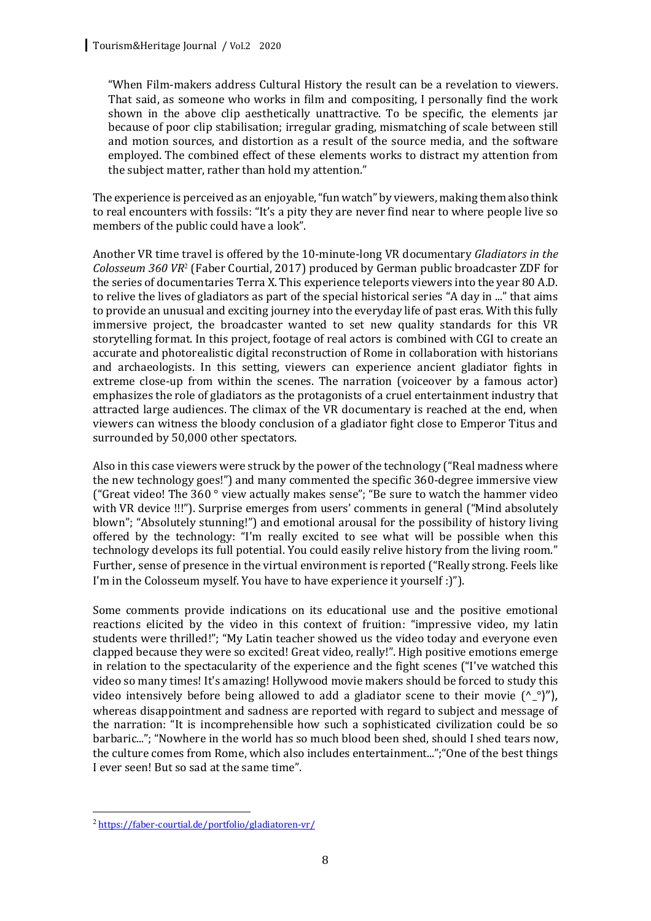> "When Film-makers address Cultural History the result can be a revelation to viewers. That said, as someone who works in film and compositing, I personally find the work shown in the above clip aesthetically unattractive. To be specific, the elements jar because of poor clip stabilisation; irregular grading, mismatching of scale between still and motion sources, and distortion as a result of the source media, and the software employed. The combined effect of these elements works to distract my attention from the subject matter, rather than hold my attention."

The experience is perceived as an enjoyable, "fun watch" by viewers, making them also think to real encounters with fossils: "It's a pity they are never find near to where people live so members of the public could have a look".

Another VR time travel is offered by the 10-minute-long VR documentary *Gladiators in the Colosseum 360 VR*[2] (Faber Courtial, 2017) produced by German public broadcaster ZDF for the series of documentaries Terra X. This experience teleports viewers into the year 80 A.D. to relive the lives of gladiators as part of the special historical series "A day in ..." that aims to provide an unusual and exciting journey into the everyday life of past eras. With this fully immersive project, the broadcaster wanted to set new quality standards for this VR storytelling format. In this project, footage of real actors is combined with CGI to create an accurate and photorealistic digital reconstruction of Rome in collaboration with historians and archaeologists. In this setting, viewers can experience ancient gladiator fights in extreme close-up from within the scenes. The narration (voiceover by a famous actor) emphasizes the role of gladiators as the protagonists of a cruel entertainment industry that attracted large audiences. The climax of the VR documentary is reached at the end, when viewers can witness the bloody conclusion of a gladiator fight close to Emperor Titus and surrounded by 50,000 other spectators.

Also in this case viewers were struck by the power of the technology ("Real madness where the new technology goes!") and many commented the specific 360-degree immersive view ("Great video! The 360 ° view actually makes sense"; "Be sure to watch the hammer video with VR device !!!"). Surprise emerges from users' comments in general ("Mind absolutely blown"; "Absolutely stunning!") and emotional arousal for the possibility of history living offered by the technology: "I'm really excited to see what will be possible when this technology develops its full potential. You could easily relive history from the living room." Further, sense of presence in the virtual environment is reported ("Really strong. Feels like I'm in the Colosseum myself. You have to have experience it yourself :)").

Some comments provide indications on its educational use and the positive emotional reactions elicited by the video in this context of fruition: "impressive video, my latin students were thrilled!"; "My Latin teacher showed us the video today and everyone even clapped because they were so excited! Great video, really!". High positive emotions emerge in relation to the spectacularity of the experience and the fight scenes ("I've watched this video so many times! It's amazing! Hollywood movie makers should be forced to study this video intensively before being allowed to add a gladiator scene to their movie (^_°)"), whereas disappointment and sadness are reported with regard to subject and message of the narration: "It is incomprehensible how such a sophisticated civilization could be so barbaric..."; "Nowhere in the world has so much blood been shed, should I shed tears now, the culture comes from Rome, which also includes entertainment...";"One of the best things I ever seen! But so sad at the same time".

---

[2] https://faber-courtial.de/portfolio/gladiatoren-vr/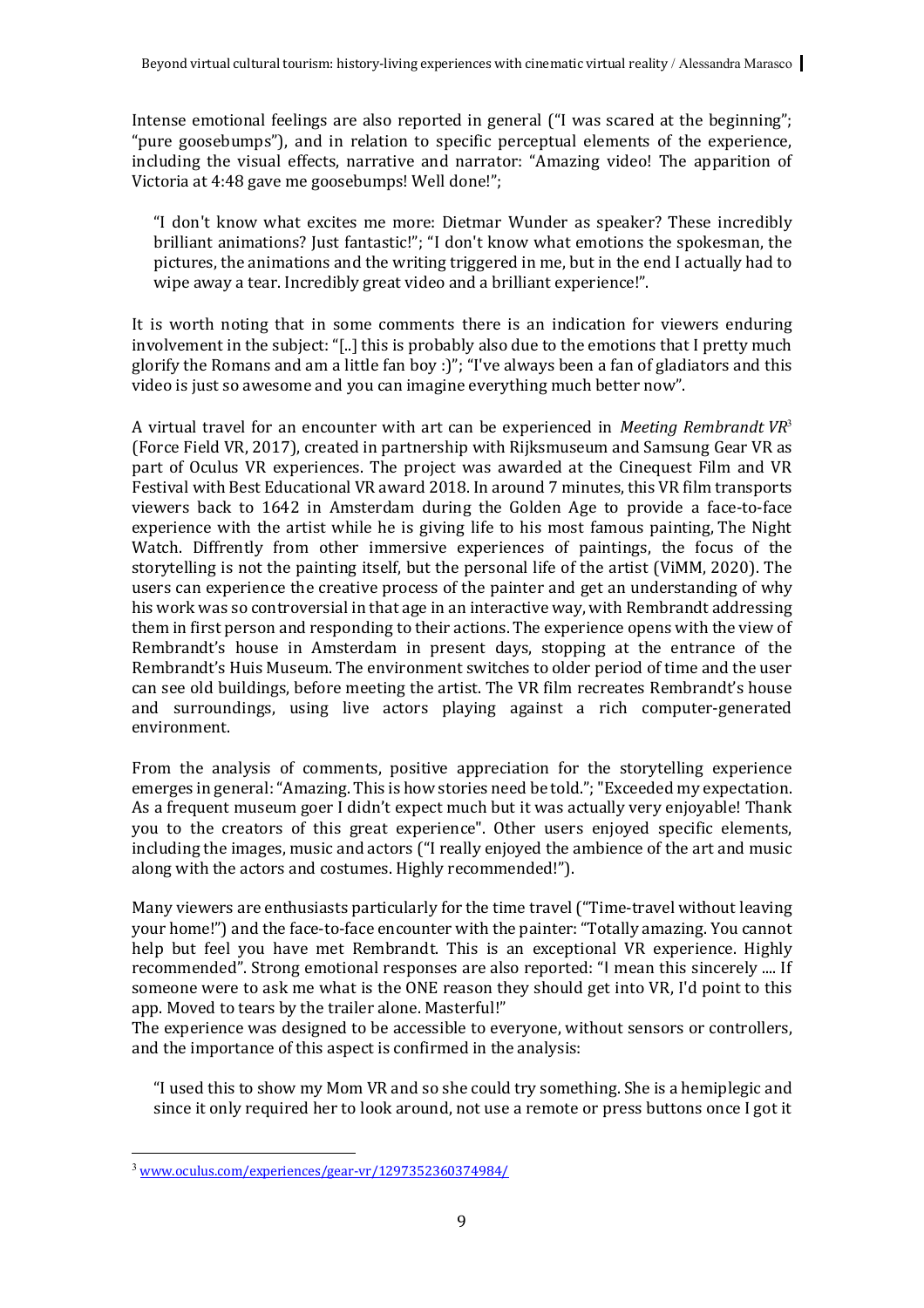Intense emotional feelings are also reported in general ("I was scared at the beginning"; "pure goosebumps"), and in relation to specific perceptual elements of the experience, including the visual effects, narrative and narrator: "Amazing video! The apparition of Victoria at 4:48 gave me goosebumps! Well done!";

> "I don't know what excites me more: Dietmar Wunder as speaker? These incredibly brilliant animations? Just fantastic!"; "I don't know what emotions the spokesman, the pictures, the animations and the writing triggered in me, but in the end I actually had to wipe away a tear. Incredibly great video and a brilliant experience!".

It is worth noting that in some comments there is an indication for viewers enduring involvement in the subject: "[..] this is probably also due to the emotions that I pretty much glorify the Romans and am a little fan boy :)"; "I've always been a fan of gladiators and this video is just so awesome and you can imagine everything much better now".

A virtual travel for an encounter with art can be experienced in *Meeting Rembrandt VR*[3] (Force Field VR, 2017), created in partnership with Rijksmuseum and Samsung Gear VR as part of Oculus VR experiences. The project was awarded at the Cinequest Film and VR Festival with Best Educational VR award 2018. In around 7 minutes, this VR film transports viewers back to 1642 in Amsterdam during the Golden Age to provide a face-to-face experience with the artist while he is giving life to his most famous painting, The Night Watch. Diffrently from other immersive experiences of paintings, the focus of the storytelling is not the painting itself, but the personal life of the artist (ViMM, 2020). The users can experience the creative process of the painter and get an understanding of why his work was so controversial in that age in an interactive way, with Rembrandt addressing them in first person and responding to their actions. The experience opens with the view of Rembrandt's house in Amsterdam in present days, stopping at the entrance of the Rembrandt's Huis Museum. The environment switches to older period of time and the user can see old buildings, before meeting the artist. The VR film recreates Rembrandt's house and surroundings, using live actors playing against a rich computer-generated environment.

From the analysis of comments, positive appreciation for the storytelling experience emerges in general: "Amazing. This is how stories need be told."; "Exceeded my expectation. As a frequent museum goer I didn't expect much but it was actually very enjoyable! Thank you to the creators of this great experience". Other users enjoyed specific elements, including the images, music and actors ("I really enjoyed the ambience of the art and music along with the actors and costumes. Highly recommended!").

Many viewers are enthusiasts particularly for the time travel ("Time-travel without leaving your home!") and the face-to-face encounter with the painter: "Totally amazing. You cannot help but feel you have met Rembrandt. This is an exceptional VR experience. Highly recommended". Strong emotional responses are also reported: "I mean this sincerely .... If someone were to ask me what is the ONE reason they should get into VR, I'd point to this app. Moved to tears by the trailer alone. Masterful!"

The experience was designed to be accessible to everyone, without sensors or controllers, and the importance of this aspect is confirmed in the analysis:

> "I used this to show my Mom VR and so she could try something. She is a hemiplegic and since it only required her to look around, not use a remote or press buttons once I got it

[3] www.oculus.com/experiences/gear-vr/1297352360374984/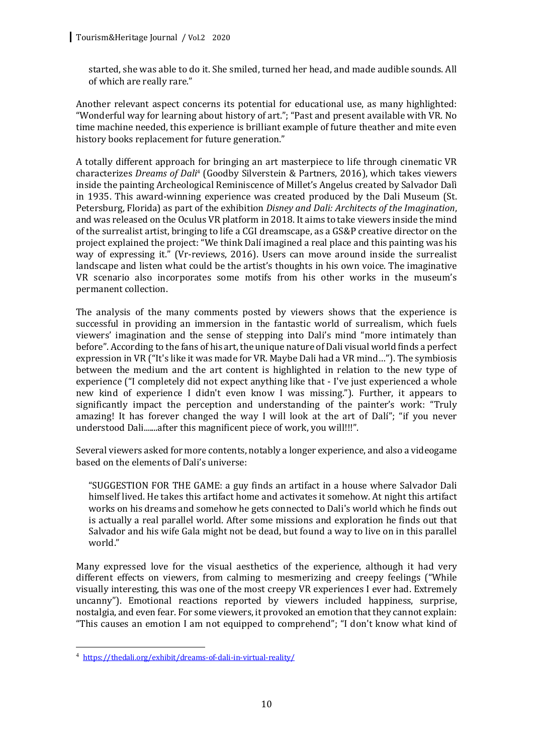started, she was able to do it. She smiled, turned her head, and made audible sounds. All of which are really rare."

Another relevant aspect concerns its potential for educational use, as many highlighted: "Wonderful way for learning about history of art."; "Past and present available with VR. No time machine needed, this experience is brilliant example of future theather and mite even history books replacement for future generation."

A totally different approach for bringing an art masterpiece to life through cinematic VR characterizes *Dreams of Dalì*[4] (Goodby Silverstein & Partners, 2016), which takes viewers inside the painting Archeological Reminiscence of Millet's Angelus created by Salvador Dalì in 1935. This award-winning experience was created produced by the Dali Museum (St. Petersburg, Florida) as part of the exhibition *Disney and Dali: Architects of the Imagination*, and was released on the Oculus VR platform in 2018. It aims to take viewers inside the mind of the surrealist artist, bringing to life a CGI dreamscape, as a GS&P creative director on the project explained the project: "We think Dalí imagined a real place and this painting was his way of expressing it." (Vr-reviews, 2016). Users can move around inside the surrealist landscape and listen what could be the artist's thoughts in his own voice. The imaginative VR scenario also incorporates some motifs from his other works in the museum's permanent collection.

The analysis of the many comments posted by viewers shows that the experience is successful in providing an immersion in the fantastic world of surrealism, which fuels viewers' imagination and the sense of stepping into Dali's mind "more intimately than before". According to the fans of his art, the unique nature of Dali visual world finds a perfect expression in VR ("It's like it was made for VR. Maybe Dali had a VR mind…"). The symbiosis between the medium and the art content is highlighted in relation to the new type of experience ("I completely did not expect anything like that - I've just experienced a whole new kind of experience I didn't even know I was missing."). Further, it appears to significantly impact the perception and understanding of the painter's work: "Truly amazing! It has forever changed the way I will look at the art of Dalí"; "if you never understood Dali.......after this magnificent piece of work, you will!!!".

Several viewers asked for more contents, notably a longer experience, and also a videogame based on the elements of Dali's universe:

> "SUGGESTION FOR THE GAME: a guy finds an artifact in a house where Salvador Dali himself lived. He takes this artifact home and activates it somehow. At night this artifact works on his dreams and somehow he gets connected to Dali's world which he finds out is actually a real parallel world. After some missions and exploration he finds out that Salvador and his wife Gala might not be dead, but found a way to live on in this parallel world."

Many expressed love for the visual aesthetics of the experience, although it had very different effects on viewers, from calming to mesmerizing and creepy feelings ("While visually interesting, this was one of the most creepy VR experiences I ever had. Extremely uncanny"). Emotional reactions reported by viewers included happiness, surprise, nostalgia, and even fear. For some viewers, it provoked an emotion that they cannot explain: "This causes an emotion I am not equipped to comprehend"; "I don't know what kind of

---

[4] https://thedali.org/exhibit/dreams-of-dali-in-virtual-reality/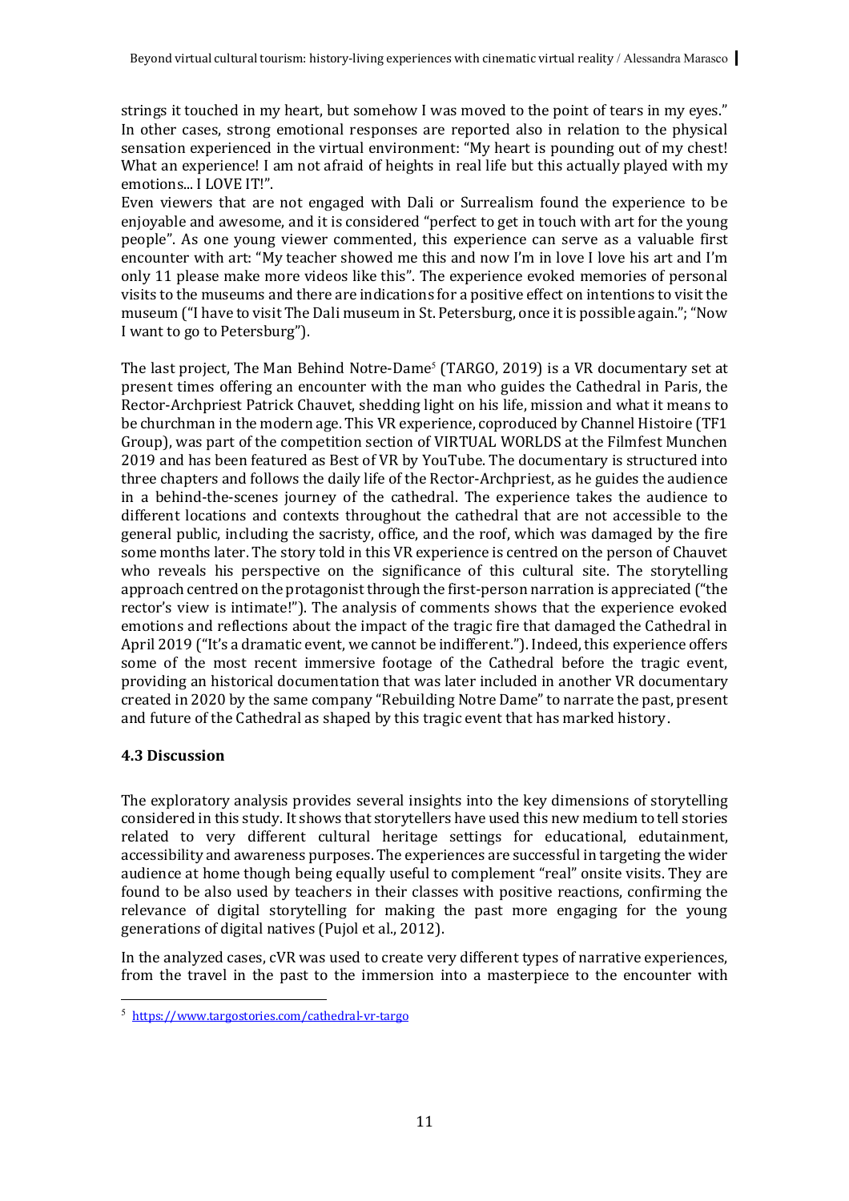strings it touched in my heart, but somehow I was moved to the point of tears in my eyes." In other cases, strong emotional responses are reported also in relation to the physical sensation experienced in the virtual environment: "My heart is pounding out of my chest! What an experience! I am not afraid of heights in real life but this actually played with my emotions... I LOVE IT!".

Even viewers that are not engaged with Dali or Surrealism found the experience to be enjoyable and awesome, and it is considered "perfect to get in touch with art for the young people". As one young viewer commented, this experience can serve as a valuable first encounter with art: "My teacher showed me this and now I'm in love I love his art and I'm only 11 please make more videos like this". The experience evoked memories of personal visits to the museums and there are indications for a positive effect on intentions to visit the museum ("I have to visit The Dali museum in St. Petersburg, once it is possible again."; "Now I want to go to Petersburg").

The last project, The Man Behind Notre-Dame[5] (TARGO, 2019) is a VR documentary set at present times offering an encounter with the man who guides the Cathedral in Paris, the Rector-Archpriest Patrick Chauvet, shedding light on his life, mission and what it means to be churchman in the modern age. This VR experience, coproduced by Channel Histoire (TF1 Group), was part of the competition section of VIRTUAL WORLDS at the Filmfest Munchen 2019 and has been featured as Best of VR by YouTube. The documentary is structured into three chapters and follows the daily life of the Rector-Archpriest, as he guides the audience in a behind-the-scenes journey of the cathedral. The experience takes the audience to different locations and contexts throughout the cathedral that are not accessible to the general public, including the sacristy, office, and the roof, which was damaged by the fire some months later. The story told in this VR experience is centred on the person of Chauvet who reveals his perspective on the significance of this cultural site. The storytelling approach centred on the protagonist through the first-person narration is appreciated ("the rector's view is intimate!"). The analysis of comments shows that the experience evoked emotions and reflections about the impact of the tragic fire that damaged the Cathedral in April 2019 ("It's a dramatic event, we cannot be indifferent."). Indeed, this experience offers some of the most recent immersive footage of the Cathedral before the tragic event, providing an historical documentation that was later included in another VR documentary created in 2020 by the same company "Rebuilding Notre Dame" to narrate the past, present and future of the Cathedral as shaped by this tragic event that has marked history.

### 4.3 Discussion

The exploratory analysis provides several insights into the key dimensions of storytelling considered in this study. It shows that storytellers have used this new medium to tell stories related to very different cultural heritage settings for educational, edutainment, accessibility and awareness purposes. The experiences are successful in targeting the wider audience at home though being equally useful to complement "real" onsite visits. They are found to be also used by teachers in their classes with positive reactions, confirming the relevance of digital storytelling for making the past more engaging for the young generations of digital natives (Pujol et al., 2012).

In the analyzed cases, cVR was used to create very different types of narrative experiences, from the travel in the past to the immersion into a masterpiece to the encounter with

[5] https://www.targostories.com/cathedral-vr-targo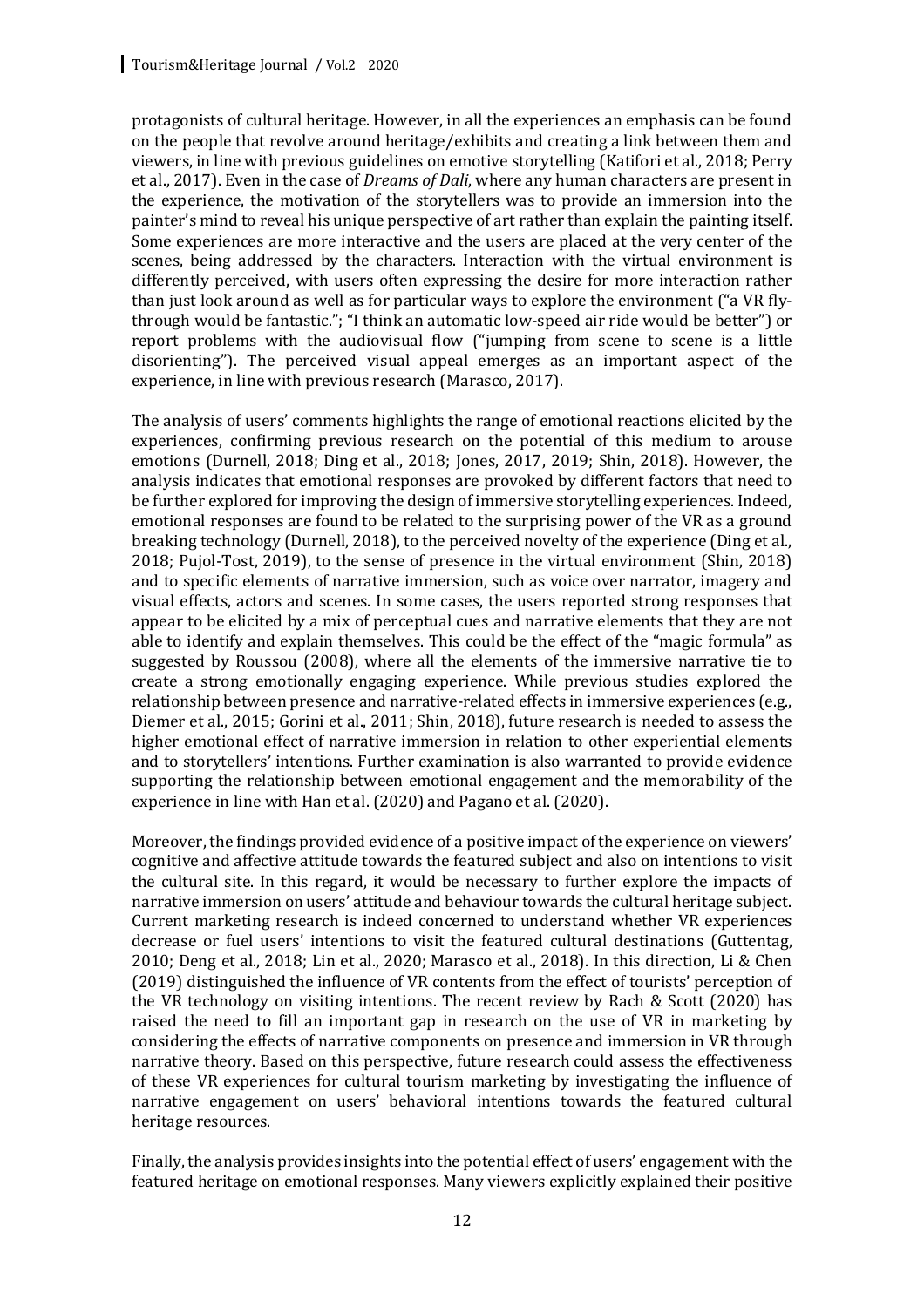protagonists of cultural heritage. However, in all the experiences an emphasis can be found on the people that revolve around heritage/exhibits and creating a link between them and viewers, in line with previous guidelines on emotive storytelling (Katifori et al., 2018; Perry et al., 2017). Even in the case of *Dreams of Dali*, where any human characters are present in the experience, the motivation of the storytellers was to provide an immersion into the painter's mind to reveal his unique perspective of art rather than explain the painting itself. Some experiences are more interactive and the users are placed at the very center of the scenes, being addressed by the characters. Interaction with the virtual environment is differently perceived, with users often expressing the desire for more interaction rather than just look around as well as for particular ways to explore the environment ("a VR fly-through would be fantastic."; "I think an automatic low-speed air ride would be better") or report problems with the audiovisual flow ("jumping from scene to scene is a little disorienting"). The perceived visual appeal emerges as an important aspect of the experience, in line with previous research (Marasco, 2017).

The analysis of users' comments highlights the range of emotional reactions elicited by the experiences, confirming previous research on the potential of this medium to arouse emotions (Durnell, 2018; Ding et al., 2018; Jones, 2017, 2019; Shin, 2018). However, the analysis indicates that emotional responses are provoked by different factors that need to be further explored for improving the design of immersive storytelling experiences. Indeed, emotional responses are found to be related to the surprising power of the VR as a ground breaking technology (Durnell, 2018), to the perceived novelty of the experience (Ding et al., 2018; Pujol-Tost, 2019), to the sense of presence in the virtual environment (Shin, 2018) and to specific elements of narrative immersion, such as voice over narrator, imagery and visual effects, actors and scenes. In some cases, the users reported strong responses that appear to be elicited by a mix of perceptual cues and narrative elements that they are not able to identify and explain themselves. This could be the effect of the "magic formula" as suggested by Roussou (2008), where all the elements of the immersive narrative tie to create a strong emotionally engaging experience. While previous studies explored the relationship between presence and narrative-related effects in immersive experiences (e.g., Diemer et al., 2015; Gorini et al., 2011; Shin, 2018), future research is needed to assess the higher emotional effect of narrative immersion in relation to other experiential elements and to storytellers' intentions. Further examination is also warranted to provide evidence supporting the relationship between emotional engagement and the memorability of the experience in line with Han et al. (2020) and Pagano et al. (2020).

Moreover, the findings provided evidence of a positive impact of the experience on viewers' cognitive and affective attitude towards the featured subject and also on intentions to visit the cultural site. In this regard, it would be necessary to further explore the impacts of narrative immersion on users' attitude and behaviour towards the cultural heritage subject. Current marketing research is indeed concerned to understand whether VR experiences decrease or fuel users' intentions to visit the featured cultural destinations (Guttentag, 2010; Deng et al., 2018; Lin et al., 2020; Marasco et al., 2018). In this direction, Li & Chen (2019) distinguished the influence of VR contents from the effect of tourists' perception of the VR technology on visiting intentions. The recent review by Rach & Scott (2020) has raised the need to fill an important gap in research on the use of VR in marketing by considering the effects of narrative components on presence and immersion in VR through narrative theory. Based on this perspective, future research could assess the effectiveness of these VR experiences for cultural tourism marketing by investigating the influence of narrative engagement on users' behavioral intentions towards the featured cultural heritage resources.

Finally, the analysis provides insights into the potential effect of users' engagement with the featured heritage on emotional responses. Many viewers explicitly explained their positive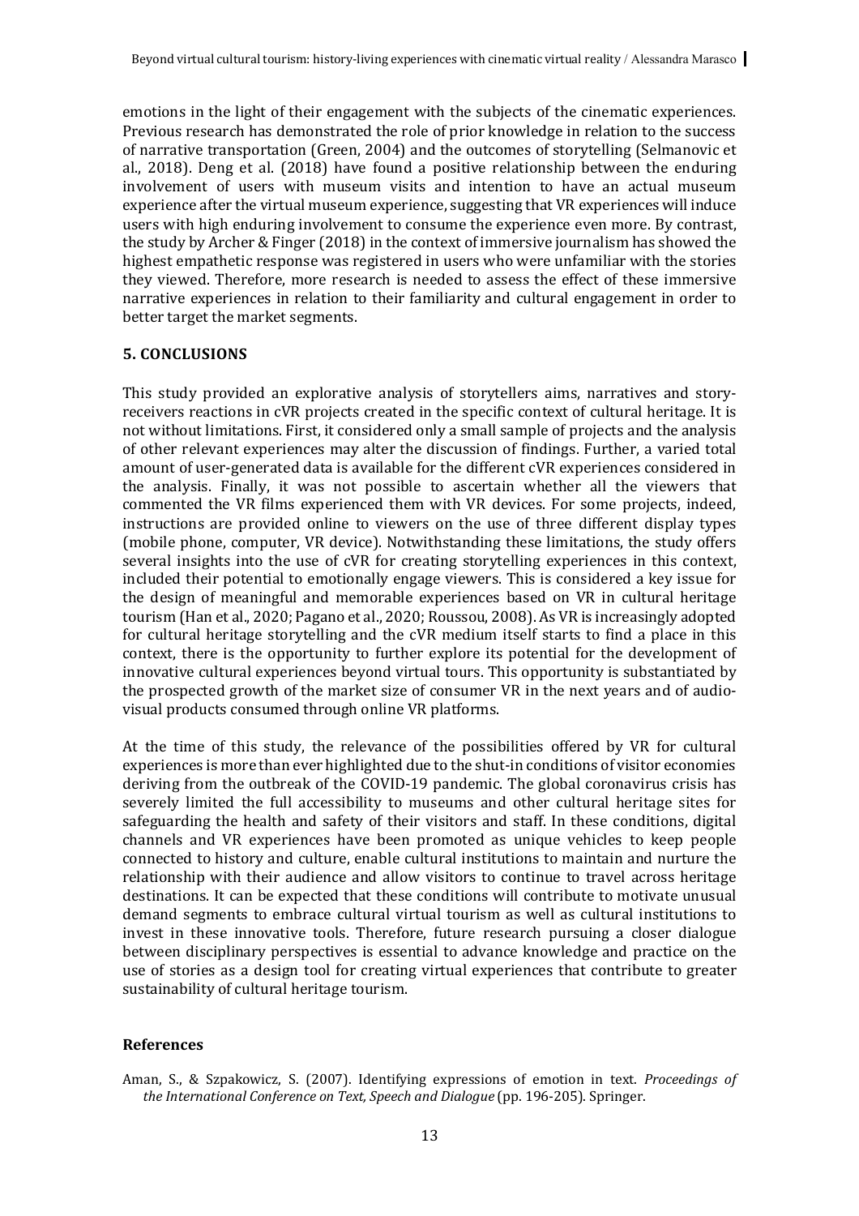emotions in the light of their engagement with the subjects of the cinematic experiences. Previous research has demonstrated the role of prior knowledge in relation to the success of narrative transportation (Green, 2004) and the outcomes of storytelling (Selmanovic et al., 2018). Deng et al. (2018) have found a positive relationship between the enduring involvement of users with museum visits and intention to have an actual museum experience after the virtual museum experience, suggesting that VR experiences will induce users with high enduring involvement to consume the experience even more. By contrast, the study by Archer & Finger (2018) in the context of immersive journalism has showed the highest empathetic response was registered in users who were unfamiliar with the stories they viewed. Therefore, more research is needed to assess the effect of these immersive narrative experiences in relation to their familiarity and cultural engagement in order to better target the market segments.

## 5. CONCLUSIONS

This study provided an explorative analysis of storytellers aims, narratives and story-receivers reactions in cVR projects created in the specific context of cultural heritage. It is not without limitations. First, it considered only a small sample of projects and the analysis of other relevant experiences may alter the discussion of findings. Further, a varied total amount of user-generated data is available for the different cVR experiences considered in the analysis. Finally, it was not possible to ascertain whether all the viewers that commented the VR films experienced them with VR devices. For some projects, indeed, instructions are provided online to viewers on the use of three different display types (mobile phone, computer, VR device). Notwithstanding these limitations, the study offers several insights into the use of cVR for creating storytelling experiences in this context, included their potential to emotionally engage viewers. This is considered a key issue for the design of meaningful and memorable experiences based on VR in cultural heritage tourism (Han et al., 2020; Pagano et al., 2020; Roussou, 2008). As VR is increasingly adopted for cultural heritage storytelling and the cVR medium itself starts to find a place in this context, there is the opportunity to further explore its potential for the development of innovative cultural experiences beyond virtual tours. This opportunity is substantiated by the prospected growth of the market size of consumer VR in the next years and of audio-visual products consumed through online VR platforms.

At the time of this study, the relevance of the possibilities offered by VR for cultural experiences is more than ever highlighted due to the shut-in conditions of visitor economies deriving from the outbreak of the COVID-19 pandemic. The global coronavirus crisis has severely limited the full accessibility to museums and other cultural heritage sites for safeguarding the health and safety of their visitors and staff. In these conditions, digital channels and VR experiences have been promoted as unique vehicles to keep people connected to history and culture, enable cultural institutions to maintain and nurture the relationship with their audience and allow visitors to continue to travel across heritage destinations. It can be expected that these conditions will contribute to motivate unusual demand segments to embrace cultural virtual tourism as well as cultural institutions to invest in these innovative tools. Therefore, future research pursuing a closer dialogue between disciplinary perspectives is essential to advance knowledge and practice on the use of stories as a design tool for creating virtual experiences that contribute to greater sustainability of cultural heritage tourism.

## References

Aman, S., & Szpakowicz, S. (2007). Identifying expressions of emotion in text. *Proceedings of the International Conference on Text, Speech and Dialogue* (pp. 196-205). Springer.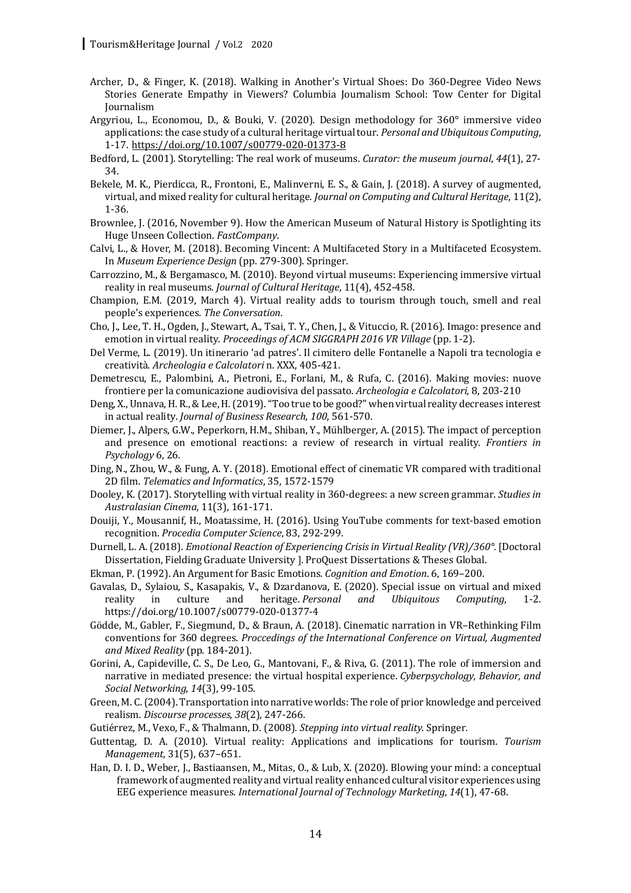Archer, D., & Finger, K. (2018). Walking in Another's Virtual Shoes: Do 360-Degree Video News Stories Generate Empathy in Viewers? Columbia Journalism School: Tow Center for Digital Journalism

Argyriou, L., Economou, D., & Bouki, V. (2020). Design methodology for 360° immersive video applications: the case study of a cultural heritage virtual tour. *Personal and Ubiquitous Computing*, 1-17. https://doi.org/10.1007/s00779-020-01373-8

Bedford, L. (2001). Storytelling: The real work of museums. *Curator: the museum journal*, *44*(1), 27-34.

Bekele, M. K., Pierdicca, R., Frontoni, E., Malinverni, E. S., & Gain, J. (2018). A survey of augmented, virtual, and mixed reality for cultural heritage. *Journal on Computing and Cultural Heritage*, 11(2), 1-36.

Brownlee, J. (2016, November 9). How the American Museum of Natural History is Spotlighting its Huge Unseen Collection. *FastCompany*.

Calvi, L., & Hover, M. (2018). Becoming Vincent: A Multifaceted Story in a Multifaceted Ecosystem. In *Museum Experience Design* (pp. 279-300). Springer.

Carrozzino, M., & Bergamasco, M. (2010). Beyond virtual museums: Experiencing immersive virtual reality in real museums. *Journal of Cultural Heritage*, 11(4), 452-458.

Champion, E.M. (2019, March 4). Virtual reality adds to tourism through touch, smell and real people's experiences. *The Conversation*.

Cho, J., Lee, T. H., Ogden, J., Stewart, A., Tsai, T. Y., Chen, J., & Vituccio, R. (2016). Imago: presence and emotion in virtual reality. *Proceedings of ACM SIGGRAPH 2016 VR Village* (pp. 1-2).

Del Verme, L. (2019). Un itinerario 'ad patres'. Il cimitero delle Fontanelle a Napoli tra tecnologia e creatività. *Archeologia e Calcolatori* n. XXX, 405-421.

Demetrescu, E., Palombini, A., Pietroni, E., Forlani, M., & Rufa, C. (2016). Making movies: nuove frontiere per la comunicazione audiovisiva del passato. *Archeologia e Calcolatori*, 8, 203-210

Deng, X., Unnava, H. R., & Lee, H. (2019). "Too true to be good?" when virtual reality decreases interest in actual reality. *Journal of Business Research*, *100*, 561-570.

Diemer, J., Alpers, G.W., Peperkorn, H.M., Shiban, Y., Mühlberger, A. (2015). The impact of perception and presence on emotional reactions: a review of research in virtual reality. *Frontiers in Psychology* 6, 26.

Ding, N., Zhou, W., & Fung, A. Y. (2018). Emotional effect of cinematic VR compared with traditional 2D film. *Telematics and Informatics*, 35, 1572-1579

Dooley, K. (2017). Storytelling with virtual reality in 360-degrees: a new screen grammar. *Studies in Australasian Cinema*, 11(3), 161-171.

Douiji, Y., Mousannif, H., Moatassime, H. (2016). Using YouTube comments for text-based emotion recognition. *Procedia Computer Science*, 83, 292-299.

Durnell, L. A. (2018). *Emotional Reaction of Experiencing Crisis in Virtual Reality (VR)/360°.* [Doctoral Dissertation, Fielding Graduate University ]. ProQuest Dissertations & Theses Global.

Ekman, P. (1992). An Argument for Basic Emotions. *Cognition and Emotion*. 6, 169–200.

Gavalas, D., Sylaiou, S., Kasapakis, V., & Dzardanova, E. (2020). Special issue on virtual and mixed reality in culture and heritage. *Personal and Ubiquitous Computing*, 1-2. https://doi.org/10.1007/s00779-020-01377-4

Gödde, M., Gabler, F., Siegmund, D., & Braun, A. (2018). Cinematic narration in VR–Rethinking Film conventions for 360 degrees. *Proccedings of the International Conference on Virtual, Augmented and Mixed Reality* (pp. 184-201).

Gorini, A., Capideville, C. S., De Leo, G., Mantovani, F., & Riva, G. (2011). The role of immersion and narrative in mediated presence: the virtual hospital experience. *Cyberpsychology, Behavior, and Social Networking*, *14*(3), 99-105.

Green, M. C. (2004). Transportation into narrative worlds: The role of prior knowledge and perceived realism. *Discourse processes*, *38*(2), 247-266.

Gutiérrez, M., Vexo, F., & Thalmann, D. (2008). *Stepping into virtual reality*. Springer.

Guttentag, D. A. (2010). Virtual reality: Applications and implications for tourism. *Tourism Management*, 31(5), 637–651.

Han, D. I. D., Weber, J., Bastiaansen, M., Mitas, O., & Lub, X. (2020). Blowing your mind: a conceptual framework of augmented reality and virtual reality enhanced cultural visitor experiences using EEG experience measures. *International Journal of Technology Marketing*, *14*(1), 47-68.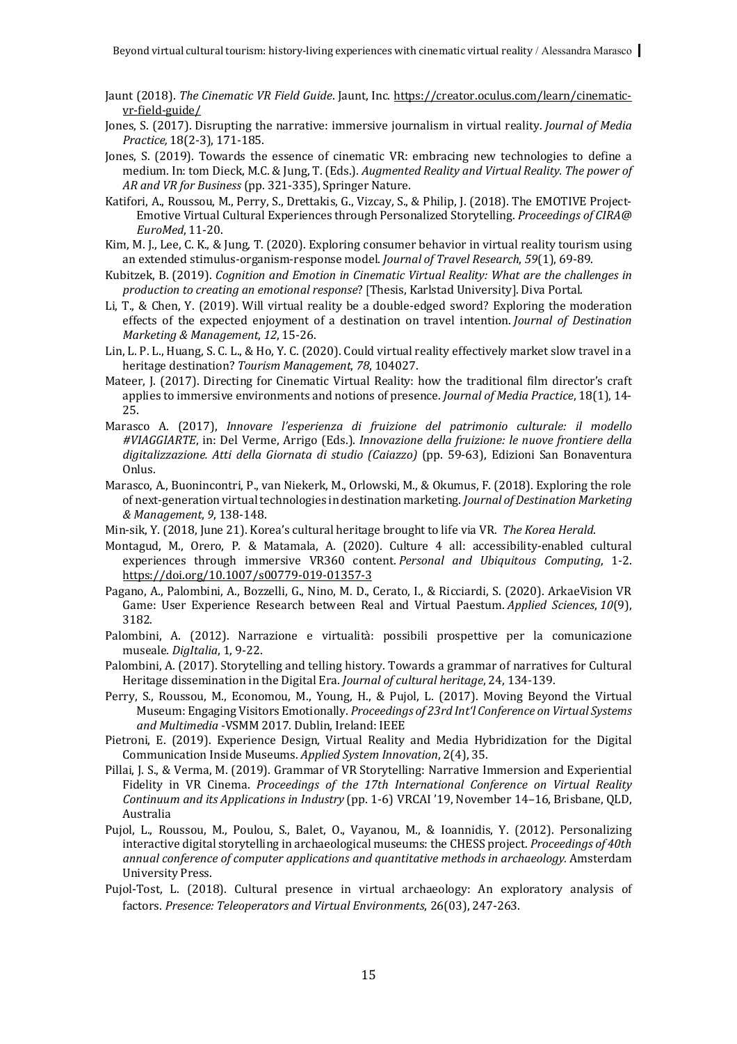Jaunt (2018). *The Cinematic VR Field Guide*. Jaunt, Inc. https://creator.oculus.com/learn/cinematic-vr-field-guide/

Jones, S. (2017). Disrupting the narrative: immersive journalism in virtual reality. *Journal of Media Practice,* 18(2-3), 171-185.

Jones, S. (2019). Towards the essence of cinematic VR: embracing new technologies to define a medium. In: tom Dieck, M.C. & Jung, T. (Eds.). *Augmented Reality and Virtual Reality. The power of AR and VR for Business* (pp. 321-335), Springer Nature.

Katifori, A., Roussou, M., Perry, S., Drettakis, G., Vizcay, S., & Philip, J. (2018). The EMOTIVE Project-Emotive Virtual Cultural Experiences through Personalized Storytelling. *Proceedings of CIRA@ EuroMed*, 11-20.

Kim, M. J., Lee, C. K., & Jung, T. (2020). Exploring consumer behavior in virtual reality tourism using an extended stimulus-organism-response model. *Journal of Travel Research*, *59*(1), 69-89.

Kubitzek, B. (2019). *Cognition and Emotion in Cinematic Virtual Reality: What are the challenges in production to creating an emotional response*? [Thesis, Karlstad University]. Diva Portal.

Li, T., & Chen, Y. (2019). Will virtual reality be a double-edged sword? Exploring the moderation effects of the expected enjoyment of a destination on travel intention. *Journal of Destination Marketing & Management*, *12*, 15-26.

Lin, L. P. L., Huang, S. C. L., & Ho, Y. C. (2020). Could virtual reality effectively market slow travel in a heritage destination? *Tourism Management*, *78*, 104027.

Mateer, J. (2017). Directing for Cinematic Virtual Reality: how the traditional film director's craft applies to immersive environments and notions of presence. *Journal of Media Practice*, 18(1), 14-25.

Marasco A. (2017), *Innovare l'esperienza di fruizione del patrimonio culturale: il modello #VIAGGIARTE*, in: Del Verme, Arrigo (Eds.). *Innovazione della fruizione: le nuove frontiere della digitalizzazione. Atti della Giornata di studio (Caiazzo)* (pp. 59-63), Edizioni San Bonaventura Onlus.

Marasco, A., Buonincontri, P., van Niekerk, M., Orlowski, M., & Okumus, F. (2018). Exploring the role of next-generation virtual technologies in destination marketing. *Journal of Destination Marketing & Management*, *9*, 138-148.

Min-sik, Y. (2018, June 21). Korea's cultural heritage brought to life via VR. *The Korea Herald*.

Montagud, M., Orero, P. & Matamala, A. (2020). Culture 4 all: accessibility-enabled cultural experiences through immersive VR360 content. *Personal and Ubiquitous Computing*, 1-2. https://doi.org/10.1007/s00779-019-01357-3

Pagano, A., Palombini, A., Bozzelli, G., Nino, M. D., Cerato, I., & Ricciardi, S. (2020). ArkaeVision VR Game: User Experience Research between Real and Virtual Paestum. *Applied Sciences*, *10*(9), 3182.

Palombini, A. (2012). Narrazione e virtualità: possibili prospettive per la comunicazione museale. *DigItalia*, 1, 9-22.

Palombini, A. (2017). Storytelling and telling history. Towards a grammar of narratives for Cultural Heritage dissemination in the Digital Era. *Journal of cultural heritage*, 24, 134-139.

Perry, S., Roussou, M., Economou, M., Young, H., & Pujol, L. (2017). Moving Beyond the Virtual Museum: Engaging Visitors Emotionally. *Proceedings of 23rd Int'l Conference on Virtual Systems and Multimedia* -VSMM 2017. Dublin, Ireland: IEEE

Pietroni, E. (2019). Experience Design, Virtual Reality and Media Hybridization for the Digital Communication Inside Museums. *Applied System Innovation*, 2(4), 35.

Pillai, J. S., & Verma, M. (2019). Grammar of VR Storytelling: Narrative Immersion and Experiential Fidelity in VR Cinema. *Proceedings of the 17th International Conference on Virtual Reality Continuum and its Applications in Industry* (pp. 1-6) VRCAI '19, November 14–16, Brisbane, QLD, Australia

Pujol, L., Roussou, M., Poulou, S., Balet, O., Vayanou, M., & Ioannidis, Y. (2012). Personalizing interactive digital storytelling in archaeological museums: the CHESS project. *Proceedings of 40th annual conference of computer applications and quantitative methods in archaeology.* Amsterdam University Press.

Pujol-Tost, L. (2018). Cultural presence in virtual archaeology: An exploratory analysis of factors. *Presence: Teleoperators and Virtual Environments*, 26(03), 247-263.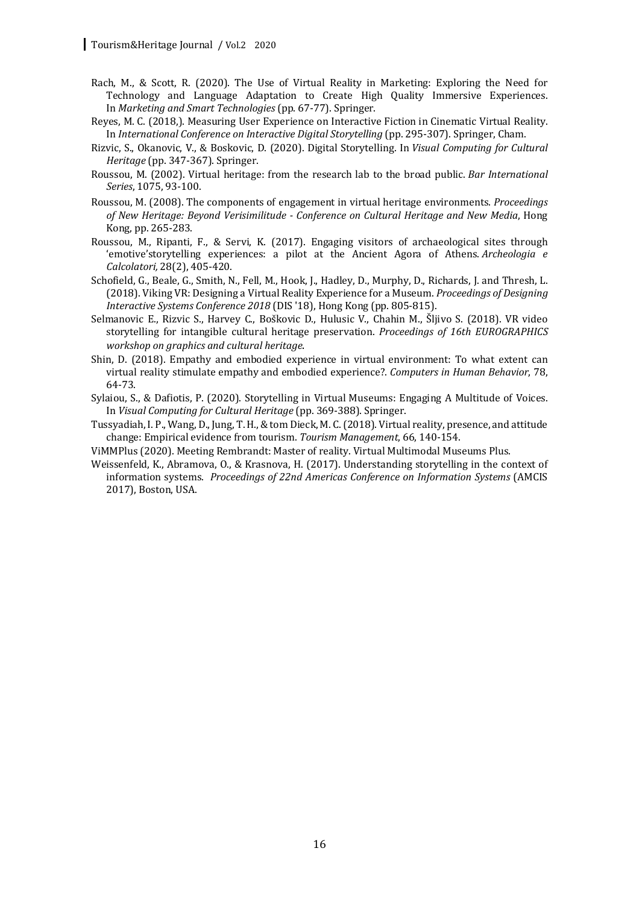Rach, M., & Scott, R. (2020). The Use of Virtual Reality in Marketing: Exploring the Need for Technology and Language Adaptation to Create High Quality Immersive Experiences. In *Marketing and Smart Technologies* (pp. 67-77). Springer.

Reyes, M. C. (2018,). Measuring User Experience on Interactive Fiction in Cinematic Virtual Reality. In *International Conference on Interactive Digital Storytelling* (pp. 295-307). Springer, Cham.

Rizvic, S., Okanovic, V., & Boskovic, D. (2020). Digital Storytelling. In *Visual Computing for Cultural Heritage* (pp. 347-367). Springer.

Roussou, M. (2002). Virtual heritage: from the research lab to the broad public. *Bar International Series*, 1075, 93-100.

Roussou, M. (2008). The components of engagement in virtual heritage environments. *Proceedings of New Heritage: Beyond Verisimilitude - Conference on Cultural Heritage and New Media*, Hong Kong, pp. 265-283.

Roussou, M., Ripanti, F., & Servi, K. (2017). Engaging visitors of archaeological sites through 'emotive'storytelling experiences: a pilot at the Ancient Agora of Athens. *Archeologia e Calcolatori*, 28(2), 405-420.

Schofield, G., Beale, G., Smith, N., Fell, M., Hook, J., Hadley, D., Murphy, D., Richards, J. and Thresh, L. (2018). Viking VR: Designing a Virtual Reality Experience for a Museum. *Proceedings of Designing Interactive Systems Conference 2018* (DIS '18), Hong Kong (pp. 805-815).

Selmanovic E., Rizvic S., Harvey C., Boškovic D., Hulusic V., Chahin M., Šljivo S. (2018). VR video storytelling for intangible cultural heritage preservation. *Proceedings of 16th EUROGRAPHICS workshop on graphics and cultural heritage*.

Shin, D. (2018). Empathy and embodied experience in virtual environment: To what extent can virtual reality stimulate empathy and embodied experience?. *Computers in Human Behavior*, 78, 64-73.

Sylaiou, S., & Dafiotis, P. (2020). Storytelling in Virtual Museums: Engaging A Multitude of Voices. In *Visual Computing for Cultural Heritage* (pp. 369-388). Springer.

Tussyadiah, I. P., Wang, D., Jung, T. H., & tom Dieck, M. C. (2018). Virtual reality, presence, and attitude change: Empirical evidence from tourism. *Tourism Management*, 66, 140-154.

ViMMPlus (2020). Meeting Rembrandt: Master of reality. Virtual Multimodal Museums Plus.

Weissenfeld, K., Abramova, O., & Krasnova, H. (2017). Understanding storytelling in the context of information systems. *Proceedings of 22nd Americas Conference on Information Systems* (AMCIS 2017), Boston, USA.